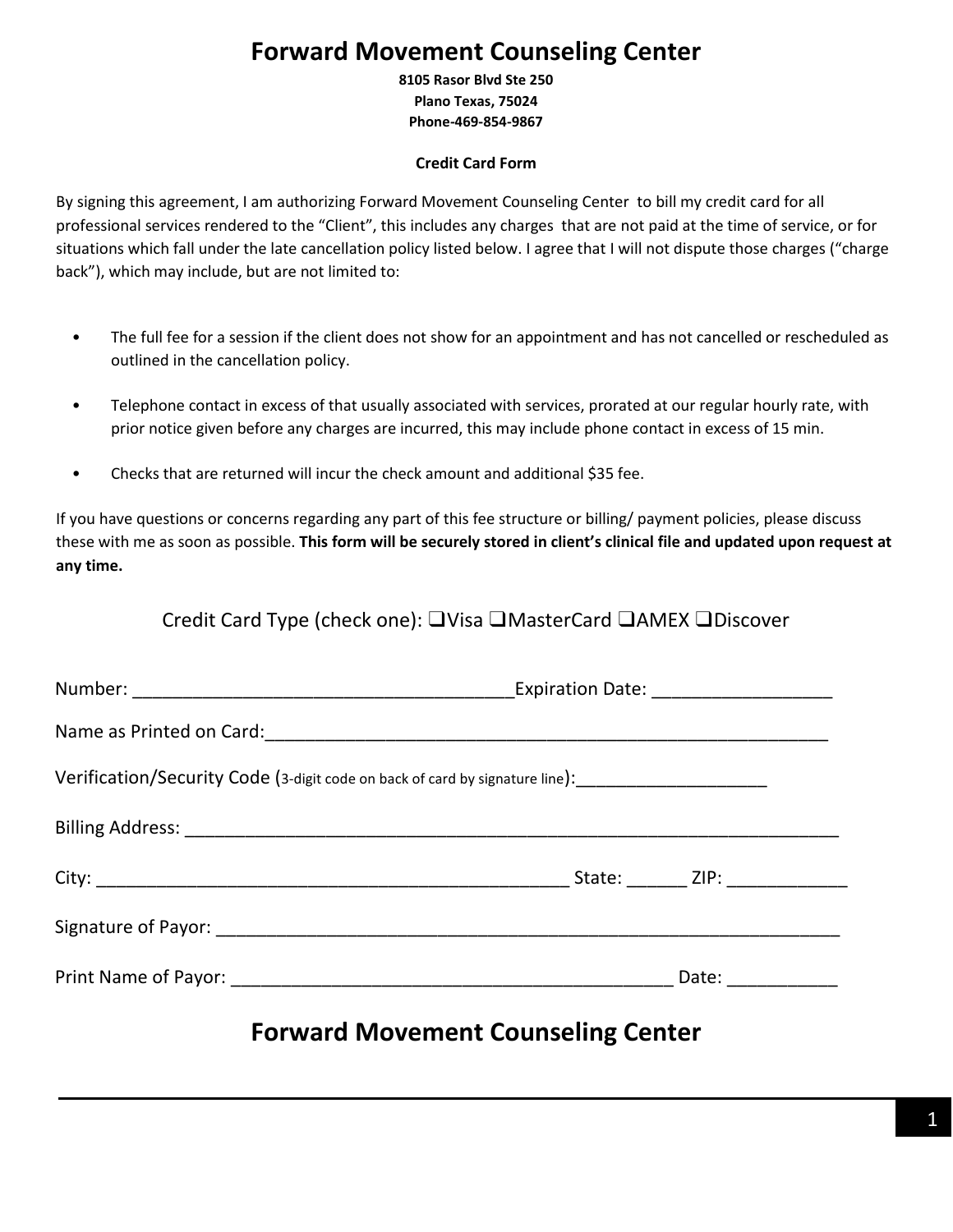# Forward Movement Counseling Center

**8105 Rasor Blvd Ste 250**
**Plano Texas, 75024**
**Phone-469-854-9867**

**Credit Card Form**

By signing this agreement, I am authorizing Forward Movement Counseling Center to bill my credit card for all professional services rendered to the "Client", this includes any charges that are not paid at the time of service, or for situations which fall under the late cancellation policy listed below. I agree that I will not dispute those charges ("charge back"), which may include, but are not limited to:

- The full fee for a session if the client does not show for an appointment and has not cancelled or rescheduled as outlined in the cancellation policy.
- Telephone contact in excess of that usually associated with services, prorated at our regular hourly rate, with prior notice given before any charges are incurred, this may include phone contact in excess of 15 min.
- Checks that are returned will incur the check amount and additional $35 fee.

If you have questions or concerns regarding any part of this fee structure or billing/ payment policies, please discuss these with me as soon as possible. **This form will be securely stored in client's clinical file and updated upon request at any time.**

Credit Card Type (check one): ❑Visa ❑MasterCard ❑AMEX ❑Discover

Number: ______________________________________Expiration Date: _________________

Name as Printed on Card:________________________________________________________

Verification/Security Code (3-digit code on back of card by signature line):___________________

Billing Address: _____________________________________________________________

City: ______________________________________________ State: ______ ZIP: ____________

Signature of Payor: ___________________________________________________________

Print Name of Payor: ____________________________________________ Date: ___________

# Forward Movement Counseling Center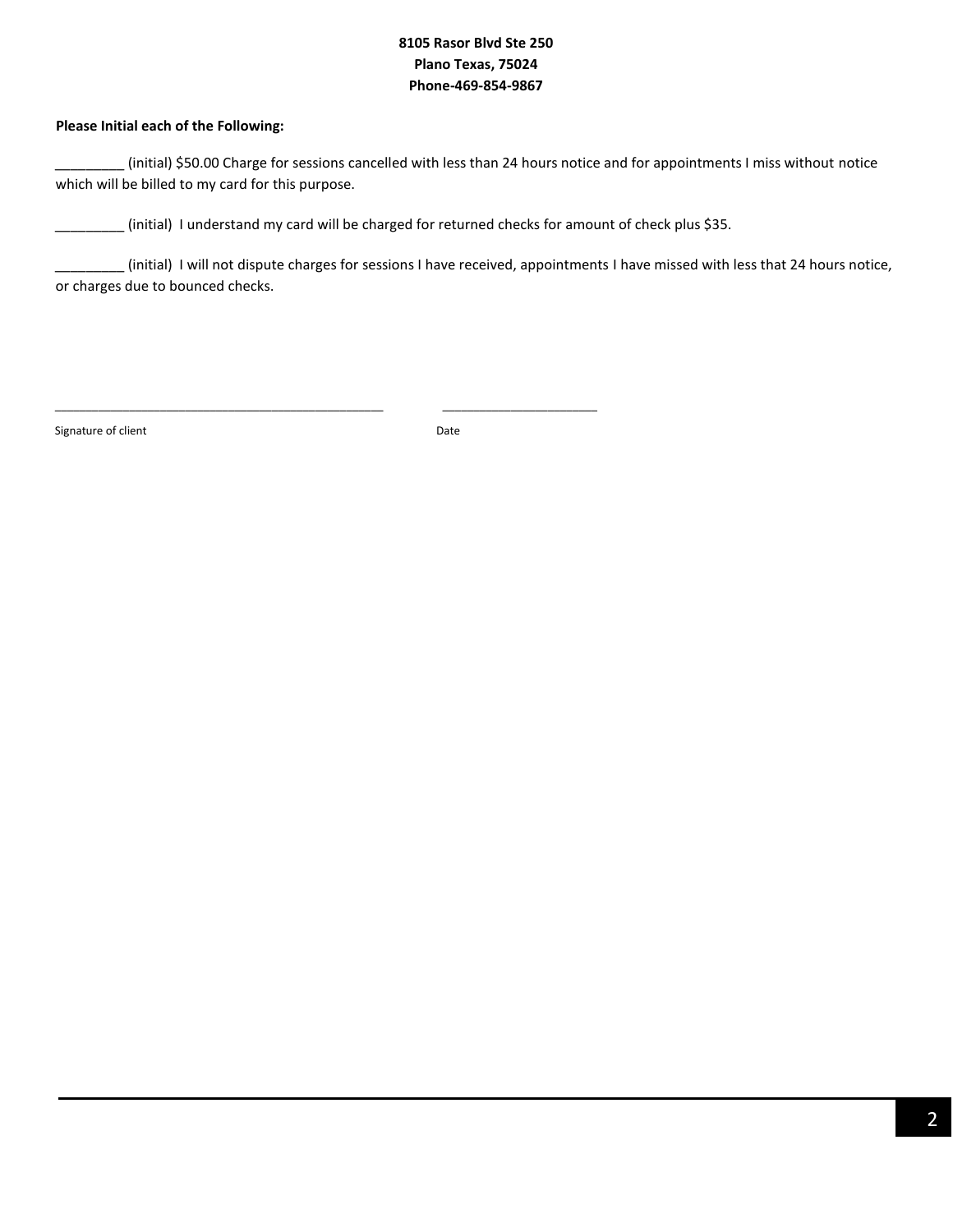**8105 Rasor Blvd Ste 250**
**Plano Texas, 75024**
**Phone-469-854-9867**

**Please Initial each of the Following:**

_________ (initial) $50.00 Charge for sessions cancelled with less than 24 hours notice and for appointments I miss without notice which will be billed to my card for this purpose.

_________ (initial) I understand my card will be charged for returned checks for amount of check plus $35.

_________ (initial) I will not dispute charges for sessions I have received, appointments I have missed with less that 24 hours notice, or charges due to bounced checks.

_______________________________________________ ______________________

Signature of client Date